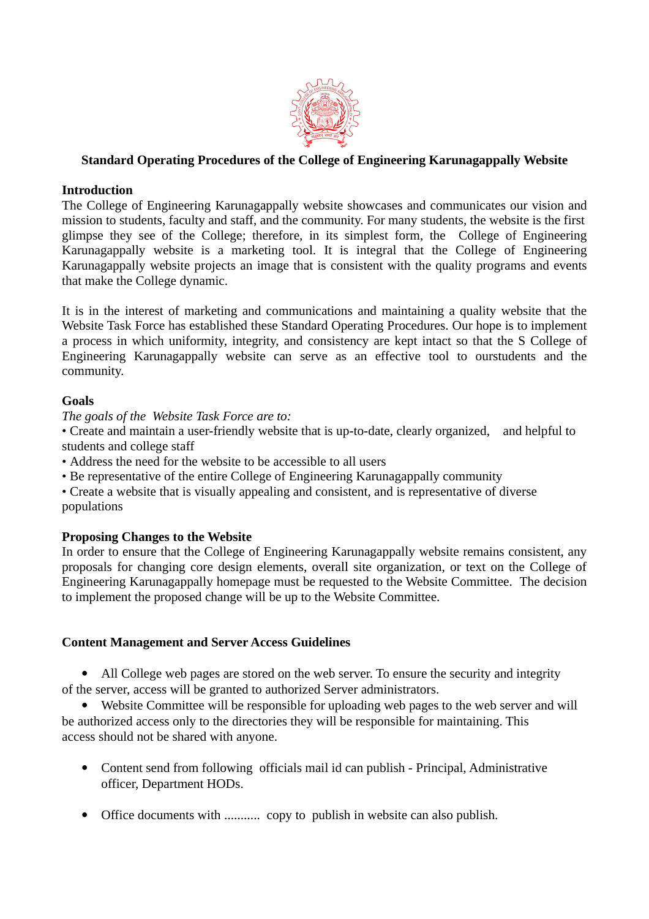# Standard Operating Procedures of the College of Engineering Karunagappally Website

## Introduction

The College of Engineering Karunagappally website showcases and communicates our vision and mission to students, faculty and staff, and the community. For many students, the website is the first glimpse they see of the College; therefore, in its simplest form, the College of Engineering Karunagappally website is a marketing tool. It is integral that the College of Engineering Karunagappally website projects an image that is consistent with the quality programs and events that make the College dynamic.

It is in the interest of marketing and communications and maintaining a quality website that the Website Task Force has established these Standard Operating Procedures. Our hope is to implement a process in which uniformity, integrity, and consistency are kept intact so that the S College of Engineering Karunagappally website can serve as an effective tool to ourstudents and the community.

## Goals

*The goals of the Website Task Force are to:*

- Create and maintain a user-friendly website that is up-to-date, clearly organized, and helpful to students and college staff
- Address the need for the website to be accessible to all users
- Be representative of the entire College of Engineering Karunagappally community
- Create a website that is visually appealing and consistent, and is representative of diverse populations

## Proposing Changes to the Website

In order to ensure that the College of Engineering Karunagappally website remains consistent, any proposals for changing core design elements, overall site organization, or text on the College of Engineering Karunagappally homepage must be requested to the Website Committee. The decision to implement the proposed change will be up to the Website Committee.

## Content Management and Server Access Guidelines

- All College web pages are stored on the web server. To ensure the security and integrity of the server, access will be granted to authorized Server administrators.
- Website Committee will be responsible for uploading web pages to the web server and will be authorized access only to the directories they will be responsible for maintaining. This access should not be shared with anyone.

- Content send from following officials mail id can publish - Principal, Administrative officer, Department HODs.

- Office documents with ........... copy to publish in website can also publish.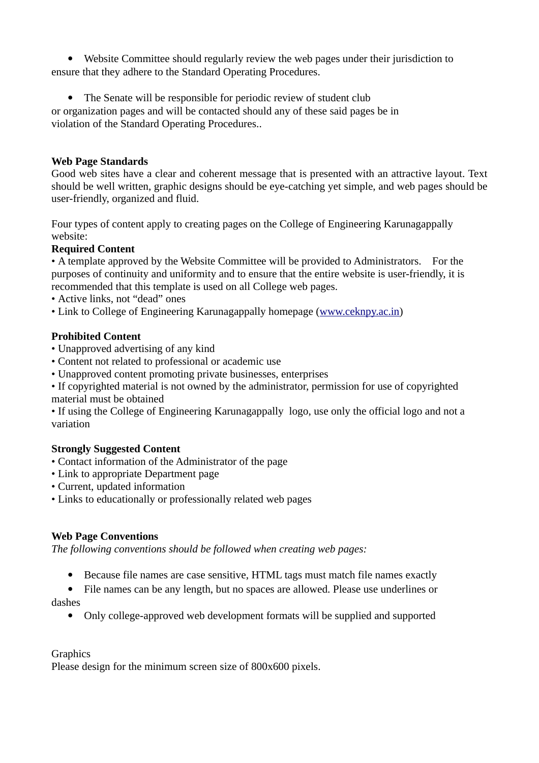- Website Committee should regularly review the web pages under their jurisdiction to ensure that they adhere to the Standard Operating Procedures.

- The Senate will be responsible for periodic review of student club or organization pages and will be contacted should any of these said pages be in violation of the Standard Operating Procedures..

**Web Page Standards**

Good web sites have a clear and coherent message that is presented with an attractive layout. Text should be well written, graphic designs should be eye-catching yet simple, and web pages should be user-friendly, organized and fluid.

Four types of content apply to creating pages on the College of Engineering Karunagappally website:

**Required Content**

• A template approved by the Website Committee will be provided to Administrators. For the purposes of continuity and uniformity and to ensure that the entire website is user-friendly, it is recommended that this template is used on all College web pages.
• Active links, not "dead" ones
• Link to College of Engineering Karunagappally homepage (www.ceknpy.ac.in)

**Prohibited Content**

• Unapproved advertising of any kind
• Content not related to professional or academic use
• Unapproved content promoting private businesses, enterprises
• If copyrighted material is not owned by the administrator, permission for use of copyrighted material must be obtained
• If using the College of Engineering Karunagappally logo, use only the official logo and not a variation

**Strongly Suggested Content**

• Contact information of the Administrator of the page
• Link to appropriate Department page
• Current, updated information
• Links to educationally or professionally related web pages

**Web Page Conventions**

*The following conventions should be followed when creating web pages:*

- Because file names are case sensitive, HTML tags must match file names exactly
- File names can be any length, but no spaces are allowed. Please use underlines or dashes
- Only college-approved web development formats will be supplied and supported

Graphics

Please design for the minimum screen size of 800x600 pixels.